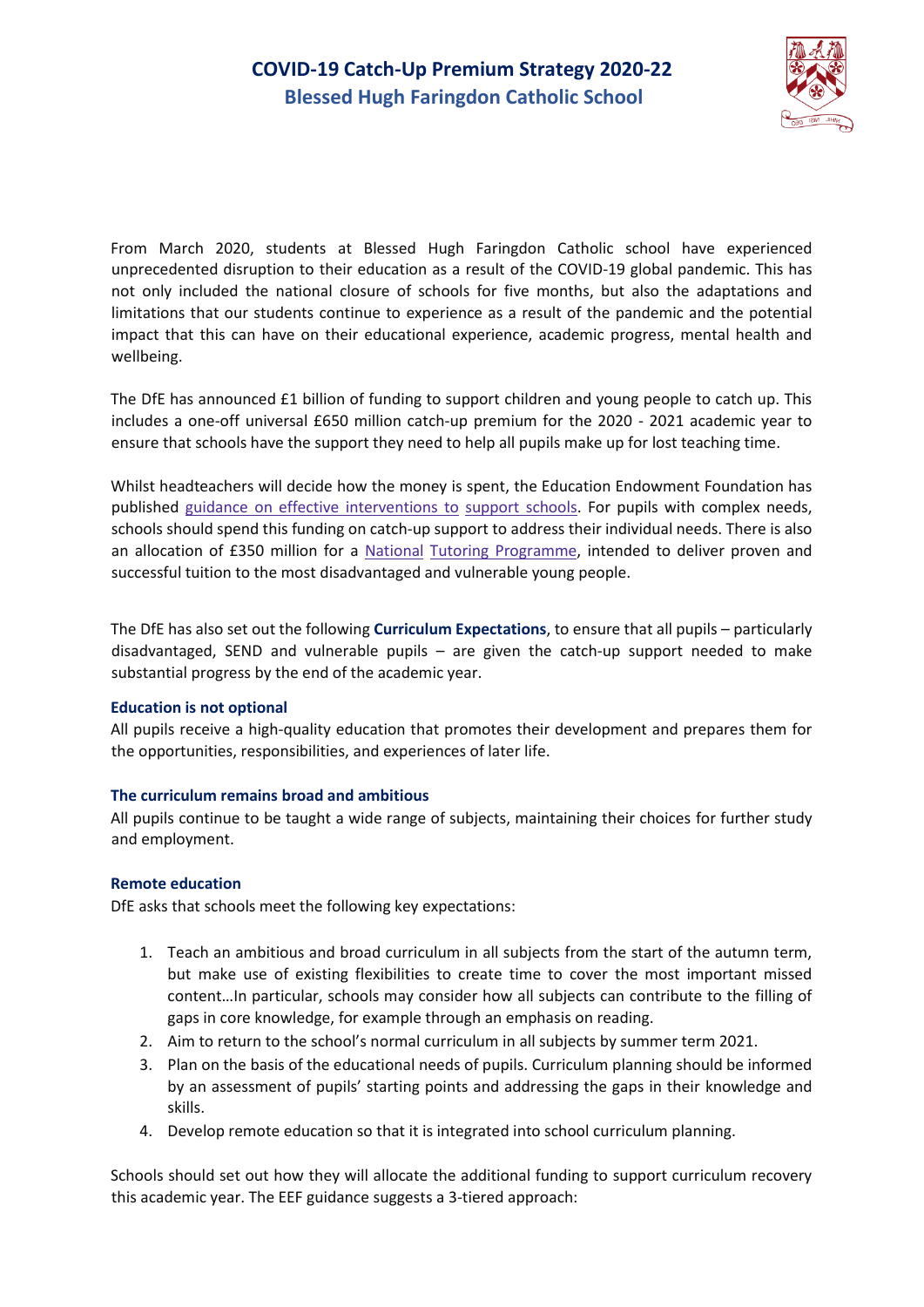# COVID-19 Catch-Up Premium Strategy 2020-22

## Blessed Hugh Faringdon Catholic School

From March 2020, students at Blessed Hugh Faringdon Catholic school have experienced unprecedented disruption to their education as a result of the COVID-19 global pandemic. This has not only included the national closure of schools for five months, but also the adaptations and limitations that our students continue to experience as a result of the pandemic and the potential impact that this can have on their educational experience, academic progress, mental health and wellbeing.

The DfE has announced £1 billion of funding to support children and young people to catch up. This includes a one-off universal £650 million catch-up premium for the 2020 - 2021 academic year to ensure that schools have the support they need to help all pupils make up for lost teaching time.

Whilst headteachers will decide how the money is spent, the Education Endowment Foundation has published guidance on effective interventions to support schools. For pupils with complex needs, schools should spend this funding on catch-up support to address their individual needs. There is also an allocation of £350 million for a National Tutoring Programme, intended to deliver proven and successful tuition to the most disadvantaged and vulnerable young people.

The DfE has also set out the following **Curriculum Expectations**, to ensure that all pupils – particularly disadvantaged, SEND and vulnerable pupils – are given the catch-up support needed to make substantial progress by the end of the academic year.

### Education is not optional

All pupils receive a high-quality education that promotes their development and prepares them for the opportunities, responsibilities, and experiences of later life.

### The curriculum remains broad and ambitious

All pupils continue to be taught a wide range of subjects, maintaining their choices for further study and employment.

### Remote education

DfE asks that schools meet the following key expectations:

1. Teach an ambitious and broad curriculum in all subjects from the start of the autumn term, but make use of existing flexibilities to create time to cover the most important missed content…In particular, schools may consider how all subjects can contribute to the filling of gaps in core knowledge, for example through an emphasis on reading.
2. Aim to return to the school's normal curriculum in all subjects by summer term 2021.
3. Plan on the basis of the educational needs of pupils. Curriculum planning should be informed by an assessment of pupils' starting points and addressing the gaps in their knowledge and skills.
4. Develop remote education so that it is integrated into school curriculum planning.

Schools should set out how they will allocate the additional funding to support curriculum recovery this academic year. The EEF guidance suggests a 3-tiered approach: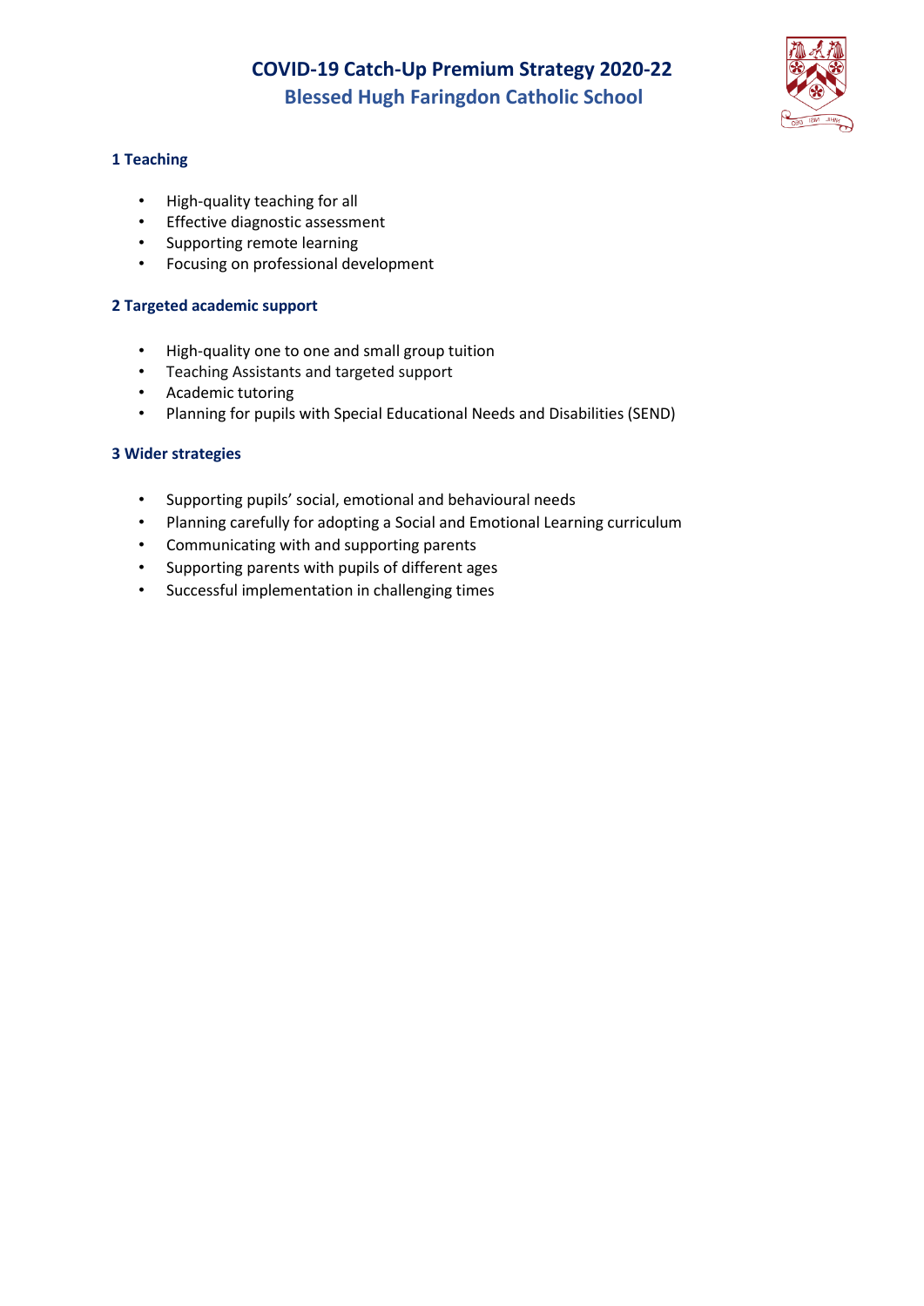# COVID-19 Catch-Up Premium Strategy 2020-22

## Blessed Hugh Faringdon Catholic School

### 1 Teaching

- High-quality teaching for all
- Effective diagnostic assessment
- Supporting remote learning
- Focusing on professional development

### 2 Targeted academic support

- High-quality one to one and small group tuition
- Teaching Assistants and targeted support
- Academic tutoring
- Planning for pupils with Special Educational Needs and Disabilities (SEND)

### 3 Wider strategies

- Supporting pupils' social, emotional and behavioural needs
- Planning carefully for adopting a Social and Emotional Learning curriculum
- Communicating with and supporting parents
- Supporting parents with pupils of different ages
- Successful implementation in challenging times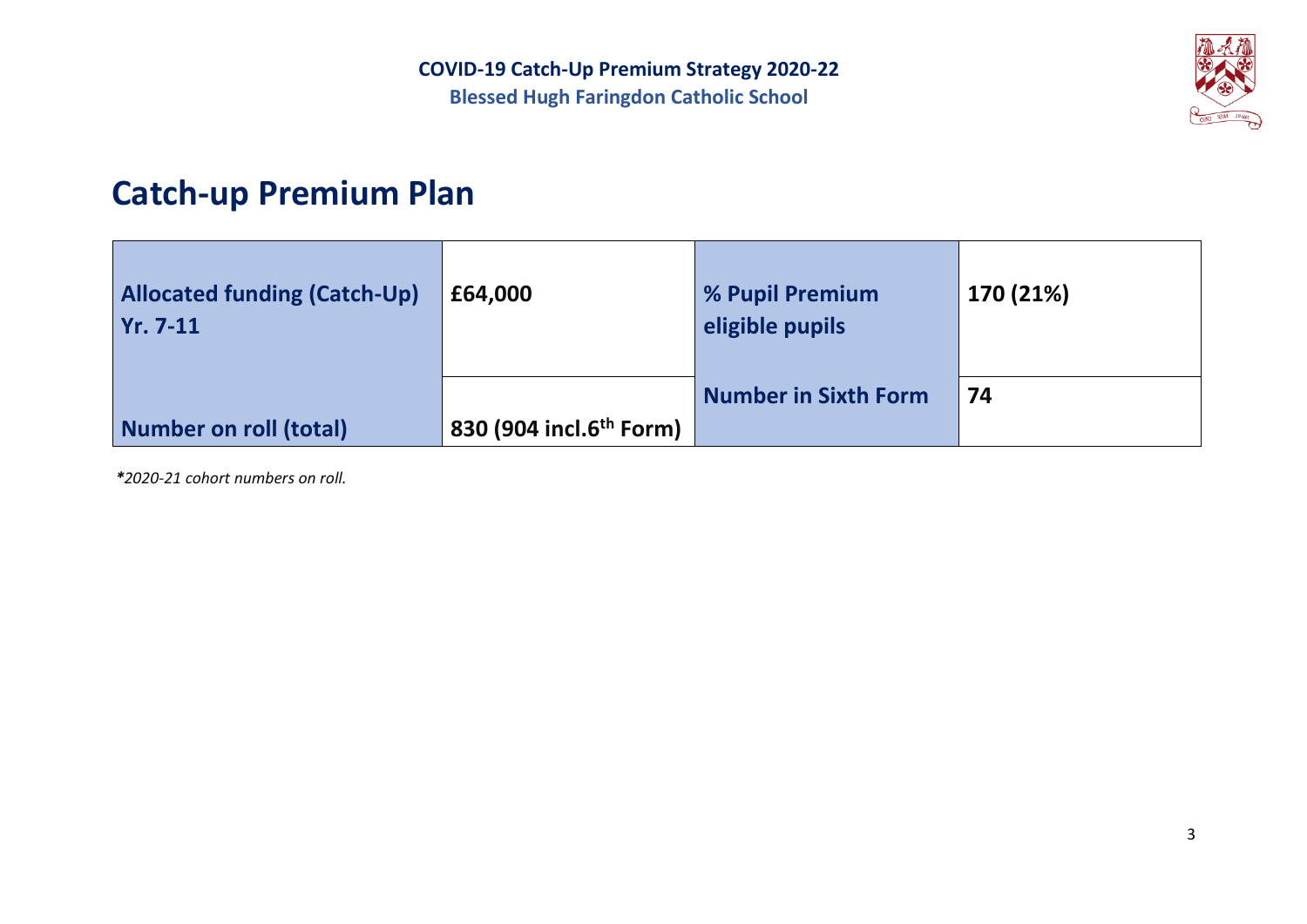# Catch-up Premium Plan

| Allocated funding (Catch-Up) Yr. 7-11 | £64,000 | % Pupil Premium eligible pupils | 170 (21%) |
|---|---|---|---|
| Number on roll (total) | 830 (904 incl.6th Form) | Number in Sixth Form | 74 |

***2020-21 cohort numbers on roll.***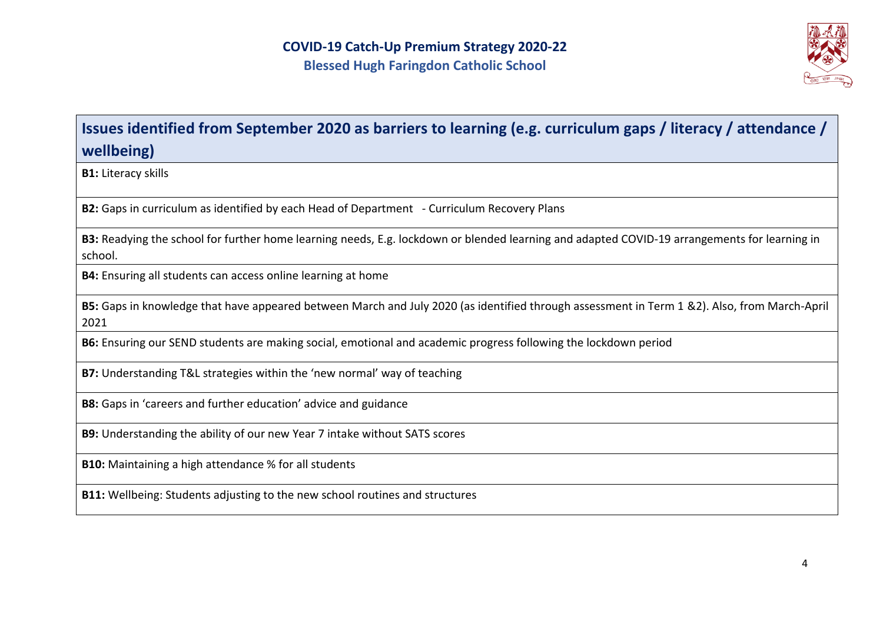# COVID-19 Catch-Up Premium Strategy 2020-22

## Blessed Hugh Faringdon Catholic School

| Issues identified from September 2020 as barriers to learning (e.g. curriculum gaps / literacy / attendance / wellbeing) |
|---|
| **B1:** Literacy skills |
| **B2:** Gaps in curriculum as identified by each Head of Department - Curriculum Recovery Plans |
| **B3:** Readying the school for further home learning needs, E.g. lockdown or blended learning and adapted COVID-19 arrangements for learning in school. |
| **B4:** Ensuring all students can access online learning at home |
| **B5:** Gaps in knowledge that have appeared between March and July 2020 (as identified through assessment in Term 1 &2). Also, from March-April 2021 |
| **B6:** Ensuring our SEND students are making social, emotional and academic progress following the lockdown period |
| **B7:** Understanding T&L strategies within the 'new normal' way of teaching |
| **B8:** Gaps in 'careers and further education' advice and guidance |
| **B9:** Understanding the ability of our new Year 7 intake without SATS scores |
| **B10:** Maintaining a high attendance % for all students |
| **B11:** Wellbeing: Students adjusting to the new school routines and structures |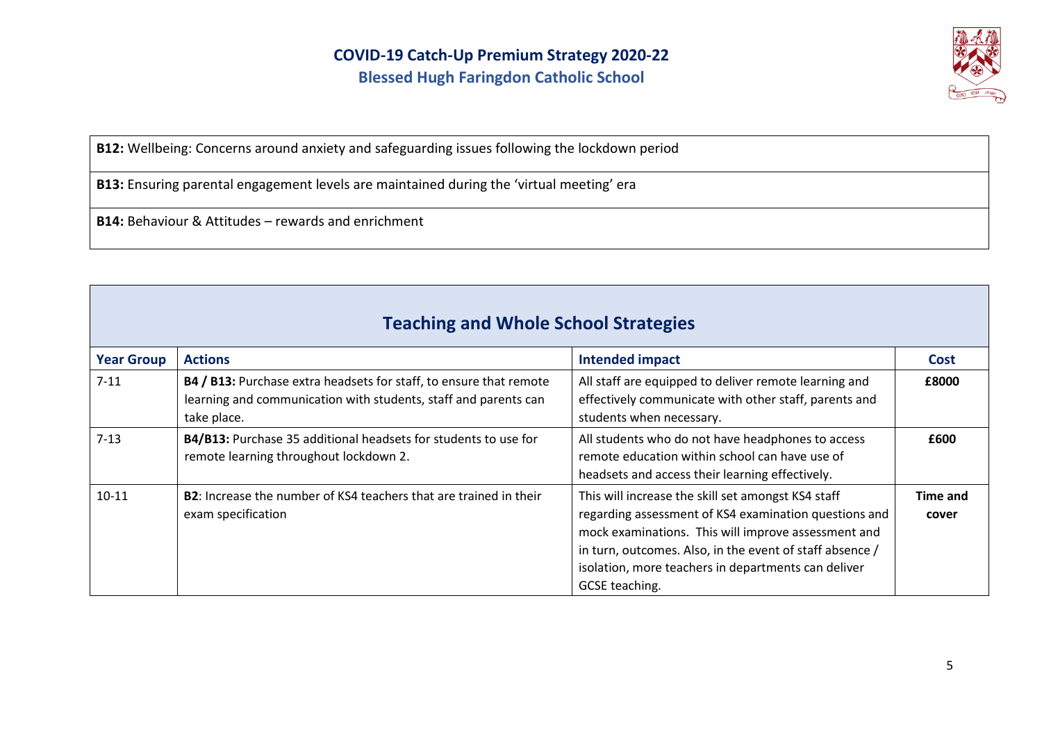| |
|---|
| **B12:** Wellbeing: Concerns around anxiety and safeguarding issues following the lockdown period |
| **B13:** Ensuring parental engagement levels are maintained during the 'virtual meeting' era |
| **B14:** Behaviour & Attitudes – rewards and enrichment |

## Teaching and Whole School Strategies

| Year Group | Actions | Intended impact | Cost |
|---|---|---|---|
| 7-11 | **B4 / B13:** Purchase extra headsets for staff, to ensure that remote learning and communication with students, staff and parents can take place. | All staff are equipped to deliver remote learning and effectively communicate with other staff, parents and students when necessary. | **£8000** |
| 7-13 | **B4/B13:** Purchase 35 additional headsets for students to use for remote learning throughout lockdown 2. | All students who do not have headphones to access remote education within school can have use of headsets and access their learning effectively. | **£600** |
| 10-11 | **B2**: Increase the number of KS4 teachers that are trained in their exam specification | This will increase the skill set amongst KS4 staff regarding assessment of KS4 examination questions and mock examinations. This will improve assessment and in turn, outcomes. Also, in the event of staff absence / isolation, more teachers in departments can deliver GCSE teaching. | **Time and cover** |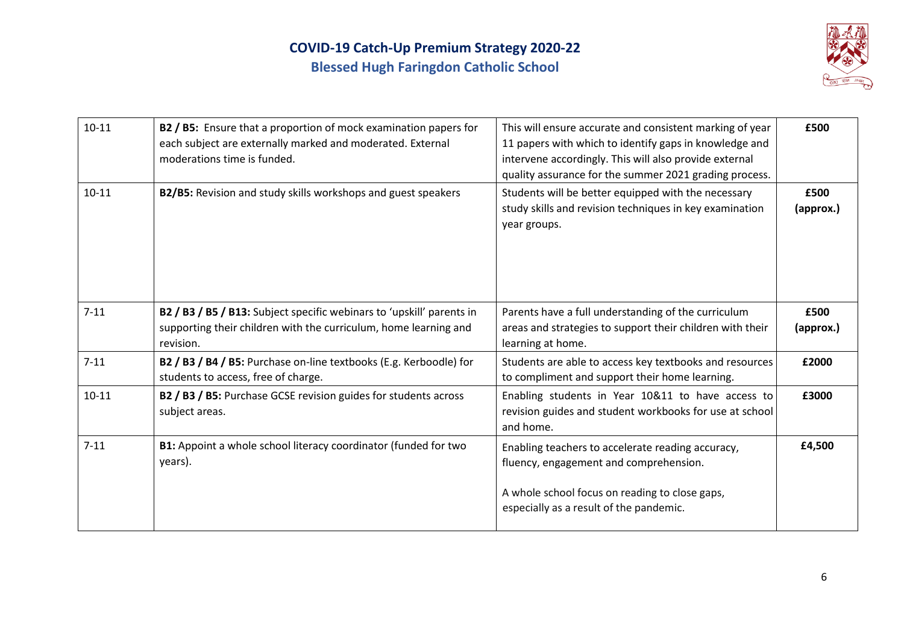| | | | |
|---|---|---|---|
| 10-11 | **B2 / B5:** Ensure that a proportion of mock examination papers for each subject are externally marked and moderated. External moderations time is funded. | This will ensure accurate and consistent marking of year 11 papers with which to identify gaps in knowledge and intervene accordingly. This will also provide external quality assurance for the summer 2021 grading process. | **£500** |
| 10-11 | **B2/B5:** Revision and study skills workshops and guest speakers | Students will be better equipped with the necessary study skills and revision techniques in key examination year groups. | **£500 (approx.)** |
| 7-11 | **B2 / B3 / B5 / B13:** Subject specific webinars to 'upskill' parents in supporting their children with the curriculum, home learning and revision. | Parents have a full understanding of the curriculum areas and strategies to support their children with their learning at home. | **£500 (approx.)** |
| 7-11 | **B2 / B3 / B4 / B5:** Purchase on-line textbooks (E.g. Kerboodle) for students to access, free of charge. | Students are able to access key textbooks and resources to compliment and support their home learning. | **£2000** |
| 10-11 | **B2 / B3 / B5:** Purchase GCSE revision guides for students across subject areas. | Enabling students in Year 10&11 to have access to revision guides and student workbooks for use at school and home. | **£3000** |
| 7-11 | **B1:** Appoint a whole school literacy coordinator (funded for two years). | Enabling teachers to accelerate reading accuracy, fluency, engagement and comprehension.<br><br>A whole school focus on reading to close gaps, especially as a result of the pandemic. | **£4,500** |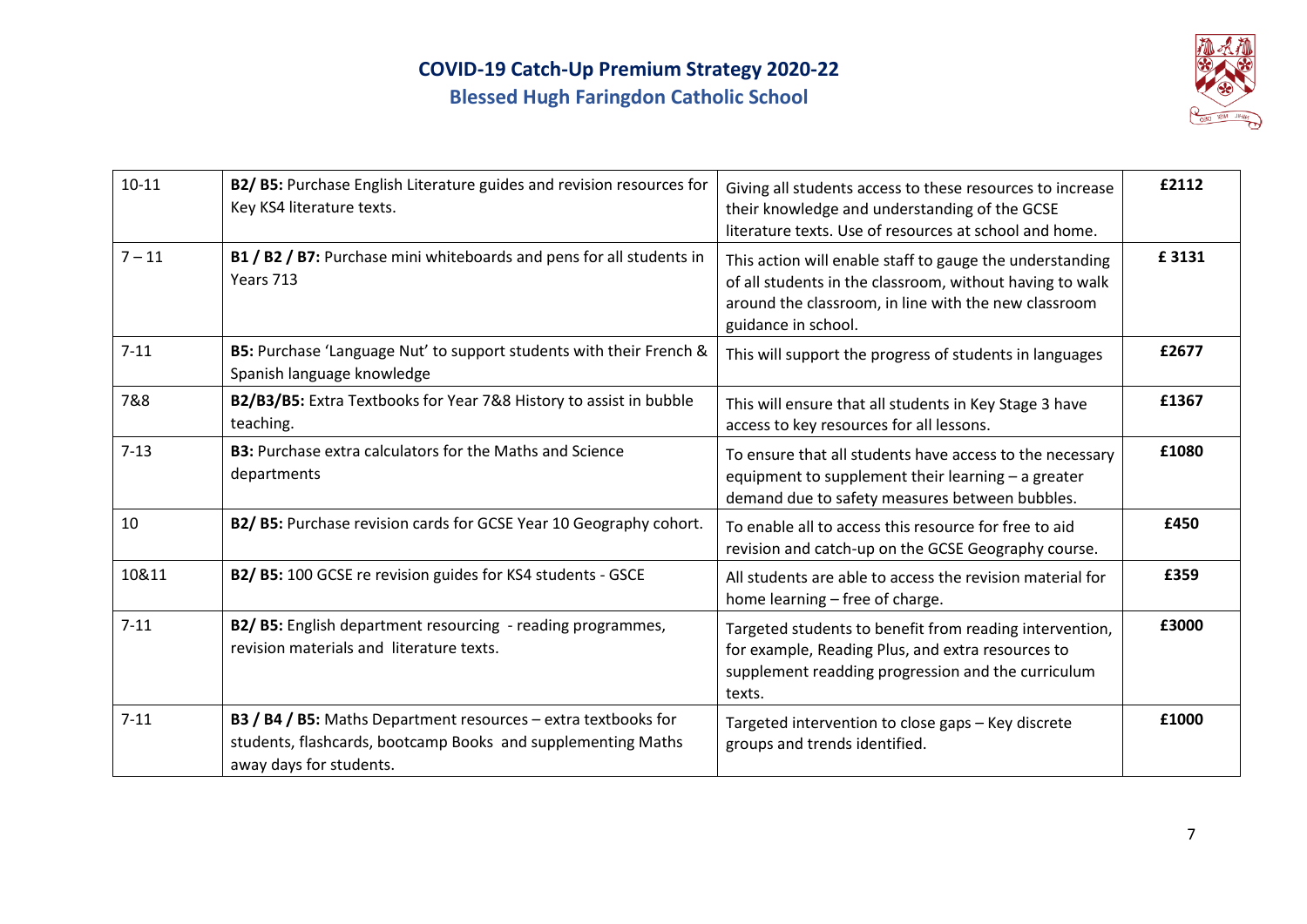# COVID-19 Catch-Up Premium Strategy 2020-22

## Blessed Hugh Faringdon Catholic School

| | | | |
|---|---|---|---|
| 10-11 | **B2/ B5:** Purchase English Literature guides and revision resources for Key KS4 literature texts. | Giving all students access to these resources to increase their knowledge and understanding of the GCSE literature texts. Use of resources at school and home. | **£2112** |
| 7 – 11 | **B1 / B2 / B7:** Purchase mini whiteboards and pens for all students in Years 713 | This action will enable staff to gauge the understanding of all students in the classroom, without having to walk around the classroom, in line with the new classroom guidance in school. | **£ 3131** |
| 7-11 | **B5:** Purchase 'Language Nut' to support students with their French & Spanish language knowledge | This will support the progress of students in languages | **£2677** |
| 7&8 | **B2/B3/B5:** Extra Textbooks for Year 7&8 History to assist in bubble teaching. | This will ensure that all students in Key Stage 3 have access to key resources for all lessons. | **£1367** |
| 7-13 | **B3:** Purchase extra calculators for the Maths and Science departments | To ensure that all students have access to the necessary equipment to supplement their learning – a greater demand due to safety measures between bubbles. | **£1080** |
| 10 | **B2/ B5:** Purchase revision cards for GCSE Year 10 Geography cohort. | To enable all to access this resource for free to aid revision and catch-up on the GCSE Geography course. | **£450** |
| 10&11 | **B2/ B5:** 100 GCSE re revision guides for KS4 students - GSCE | All students are able to access the revision material for home learning – free of charge. | **£359** |
| 7-11 | **B2/ B5:** English department resourcing - reading programmes, revision materials and literature texts. | Targeted students to benefit from reading intervention, for example, Reading Plus, and extra resources to supplement readding progression and the curriculum texts. | **£3000** |
| 7-11 | **B3 / B4 / B5:** Maths Department resources – extra textbooks for students, flashcards, bootcamp Books and supplementing Maths away days for students. | Targeted intervention to close gaps – Key discrete groups and trends identified. | **£1000** |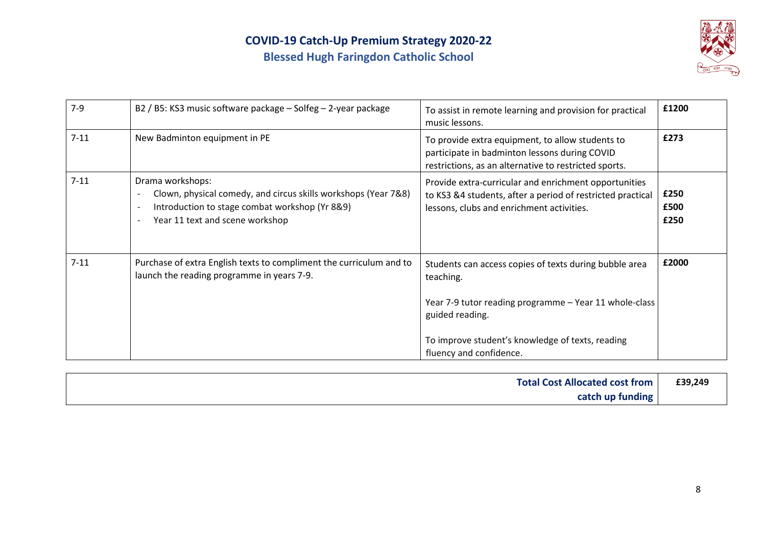# COVID-19 Catch-Up Premium Strategy 2020-22

## Blessed Hugh Faringdon Catholic School

| | | | |
|---|---|---|---|
| 7-9 | B2 / B5: KS3 music software package – Solfeg – 2-year package | To assist in remote learning and provision for practical music lessons. | **£1200** |
| 7-11 | New Badminton equipment in PE | To provide extra equipment, to allow students to participate in badminton lessons during COVID restrictions, as an alternative to restricted sports. | **£273** |
| 7-11 | Drama workshops:<br>- Clown, physical comedy, and circus skills workshops (Year 7&8)<br>- Introduction to stage combat workshop (Yr 8&9)<br>- Year 11 text and scene workshop | Provide extra-curricular and enrichment opportunities to KS3 &4 students, after a period of restricted practical lessons, clubs and enrichment activities. | **£250**<br>**£500**<br>**£250** |
| 7-11 | Purchase of extra English texts to compliment the curriculum and to launch the reading programme in years 7-9. | Students can access copies of texts during bubble area teaching.<br><br>Year 7-9 tutor reading programme – Year 11 whole-class guided reading.<br><br>To improve student's knowledge of texts, reading fluency and confidence. | **£2000** |

| | |
|---|---|
| **Total Cost Allocated cost from catch up funding** | **£39,249** |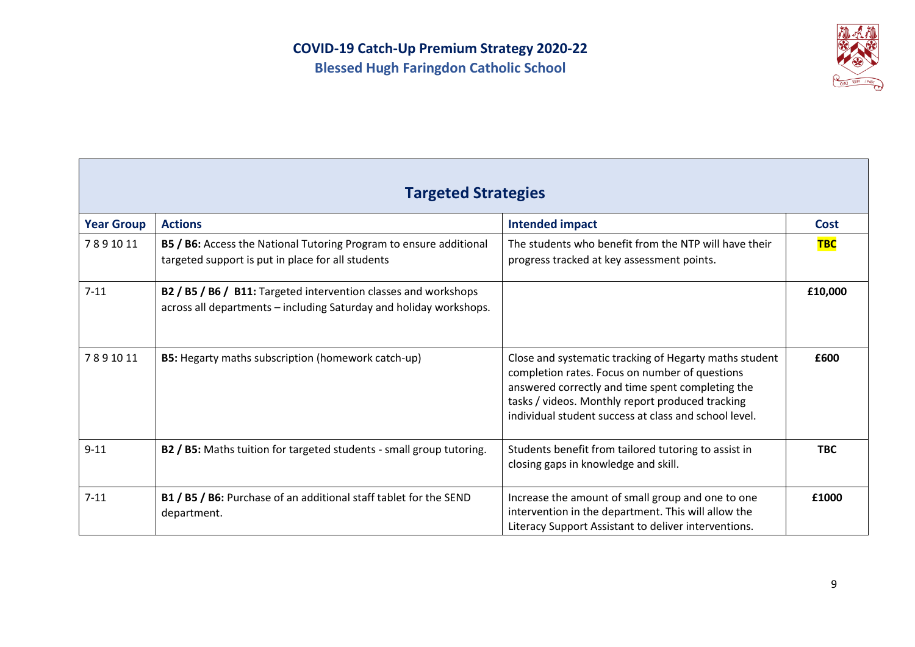# COVID-19 Catch-Up Premium Strategy 2020-22

## Blessed Hugh Faringdon Catholic School

| Targeted Strategies | | | |
|---|---|---|---|
| **Year Group** | **Actions** | **Intended impact** | **Cost** |
| 7 8 9 10 11 | **B5 / B6:** Access the National Tutoring Program to ensure additional targeted support is put in place for all students | The students who benefit from the NTP will have their progress tracked at key assessment points. | **TBC** |
| 7-11 | **B2 / B5 / B6 / B11:** Targeted intervention classes and workshops across all departments – including Saturday and holiday workshops. | | **£10,000** |
| 7 8 9 10 11 | **B5:** Hegarty maths subscription (homework catch-up) | Close and systematic tracking of Hegarty maths student completion rates. Focus on number of questions answered correctly and time spent completing the tasks / videos. Monthly report produced tracking individual student success at class and school level. | **£600** |
| 9-11 | **B2 / B5:** Maths tuition for targeted students - small group tutoring. | Students benefit from tailored tutoring to assist in closing gaps in knowledge and skill. | **TBC** |
| 7-11 | **B1 / B5 / B6:** Purchase of an additional staff tablet for the SEND department. | Increase the amount of small group and one to one intervention in the department. This will allow the Literacy Support Assistant to deliver interventions. | **£1000** |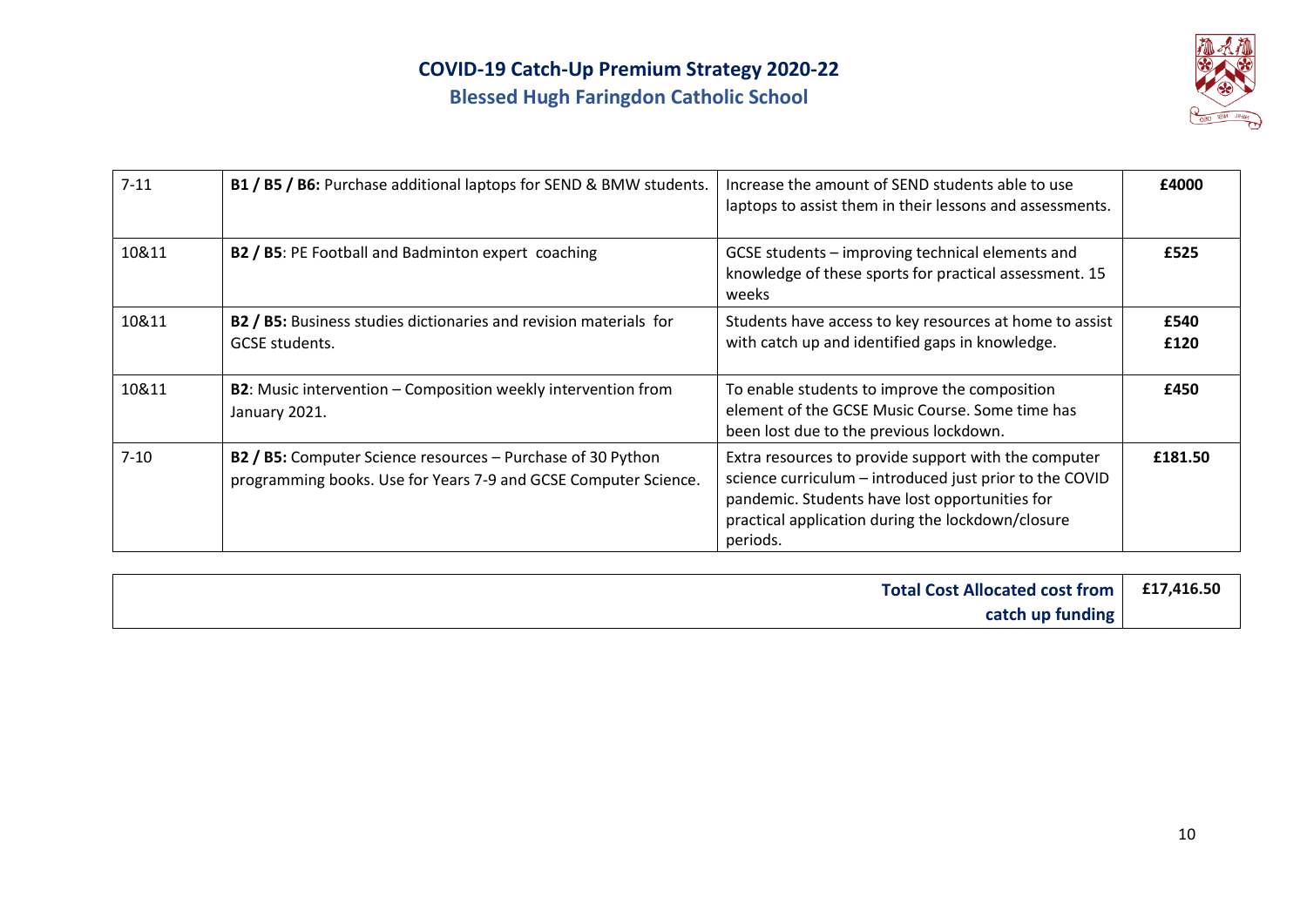# COVID-19 Catch-Up Premium Strategy 2020-22

## Blessed Hugh Faringdon Catholic School

| | | | |
|---|---|---|---|
| 7-11 | **B1 / B5 / B6:** Purchase additional laptops for SEND & BMW students. | Increase the amount of SEND students able to use laptops to assist them in their lessons and assessments. | **£4000** |
| 10&11 | **B2 / B5**: PE Football and Badminton expert coaching | GCSE students – improving technical elements and knowledge of these sports for practical assessment. 15 weeks | **£525** |
| 10&11 | **B2 / B5:** Business studies dictionaries and revision materials for GCSE students. | Students have access to key resources at home to assist with catch up and identified gaps in knowledge. | **£540** **£120** |
| 10&11 | **B2**: Music intervention – Composition weekly intervention from January 2021. | To enable students to improve the composition element of the GCSE Music Course. Some time has been lost due to the previous lockdown. | **£450** |
| 7-10 | **B2 / B5:** Computer Science resources – Purchase of 30 Python programming books. Use for Years 7-9 and GCSE Computer Science. | Extra resources to provide support with the computer science curriculum – introduced just prior to the COVID pandemic. Students have lost opportunities for practical application during the lockdown/closure periods. | **£181.50** |

| | |
|---|---|
| **Total Cost Allocated cost from catch up funding** | **£17,416.50** |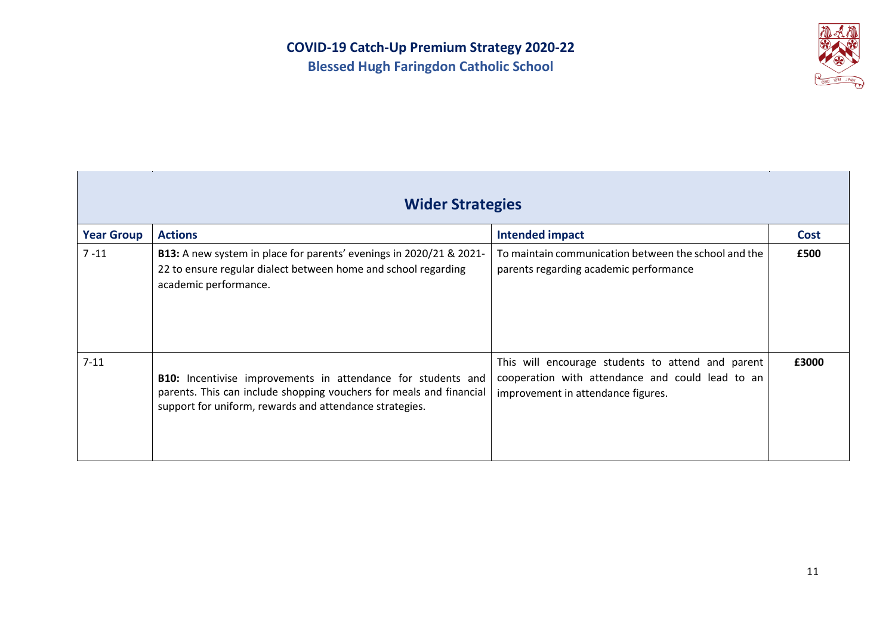# COVID-19 Catch-Up Premium Strategy 2020-22

## Blessed Hugh Faringdon Catholic School

| Wider Strategies | | | |
|---|---|---|---|
| **Year Group** | **Actions** | **Intended impact** | **Cost** |
| 7 -11 | **B13:** A new system in place for parents' evenings in 2020/21 & 2021-22 to ensure regular dialect between home and school regarding academic performance. | To maintain communication between the school and the parents regarding academic performance | **£500** |
| 7-11 | **B10:** Incentivise improvements in attendance for students and parents. This can include shopping vouchers for meals and financial support for uniform, rewards and attendance strategies. | This will encourage students to attend and parent cooperation with attendance and could lead to an improvement in attendance figures. | **£3000** |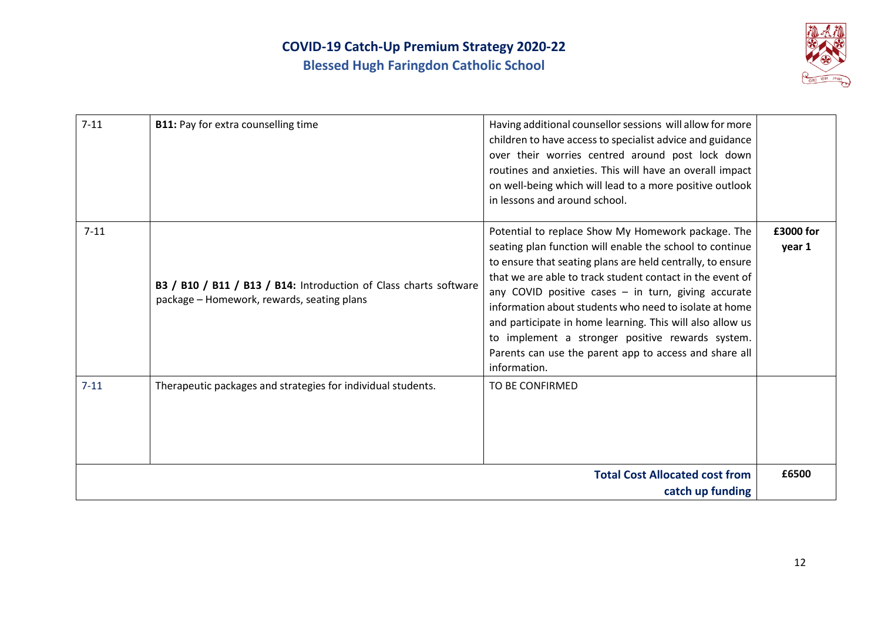# COVID-19 Catch-Up Premium Strategy 2020-22

## Blessed Hugh Faringdon Catholic School

| | | | |
|---|---|---|---|
| 7-11 | **B11:** Pay for extra counselling time | Having additional counsellor sessions will allow for more children to have access to specialist advice and guidance over their worries centred around post lock down routines and anxieties. This will have an overall impact on well-being which will lead to a more positive outlook in lessons and around school. | |
| 7-11 | **B3 / B10 / B11 / B13 / B14:** Introduction of Class charts software package – Homework, rewards, seating plans | Potential to replace Show My Homework package. The seating plan function will enable the school to continue to ensure that seating plans are held centrally, to ensure that we are able to track student contact in the event of any COVID positive cases – in turn, giving accurate information about students who need to isolate at home and participate in home learning. This will also allow us to implement a stronger positive rewards system. Parents can use the parent app to access and share all information. | **£3000 for year 1** |
| 7-11 | Therapeutic packages and strategies for individual students. | TO BE CONFIRMED | |
| | | **Total Cost Allocated cost from catch up funding** | **£6500** |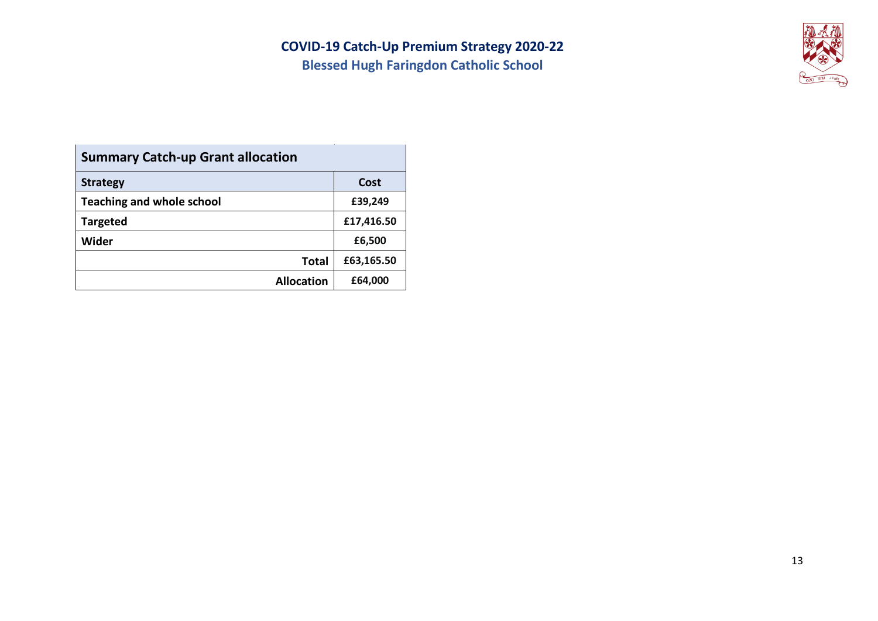**COVID-19 Catch-Up Premium Strategy 2020-22**

**Blessed Hugh Faringdon Catholic School**

| Summary Catch-up Grant allocation | |
|---|---|
| **Strategy** | **Cost** |
| **Teaching and whole school** | **£39,249** |
| **Targeted** | **£17,416.50** |
| **Wider** | **£6,500** |
| **Total** | **£63,165.50** |
| **Allocation** | **£64,000** |